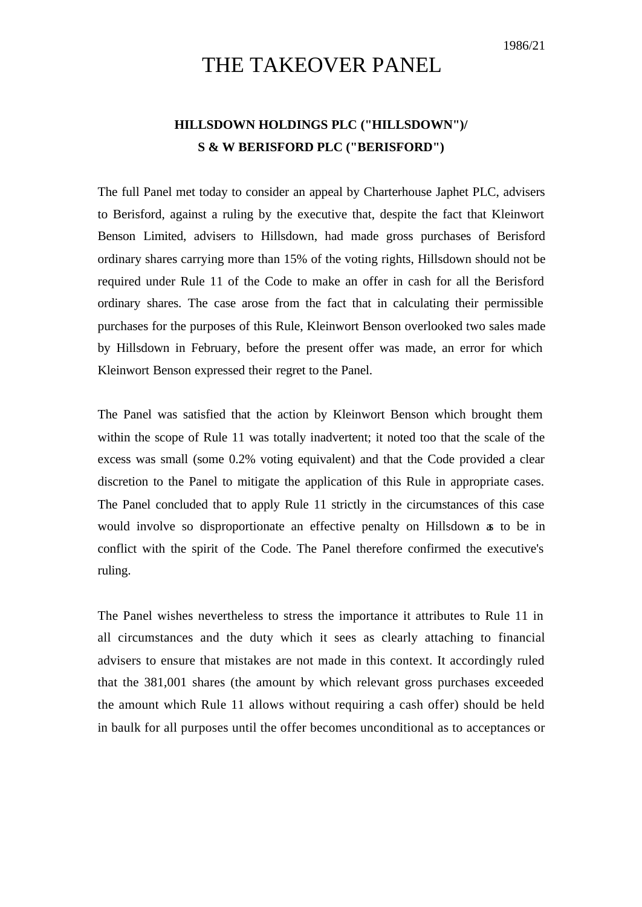1986/21

# THE TAKEOVER PANEL

## HILLSDOWN HOLDINGS PLC ("HILLSDOWN")/ S & W BERISFORD PLC ("BERISFORD")

The full Panel met today to consider an appeal by Charterhouse Japhet PLC, advisers to Berisford, against a ruling by the executive that, despite the fact that Kleinwort Benson Limited, advisers to Hillsdown, had made gross purchases of Berisford ordinary shares carrying more than 15% of the voting rights, Hillsdown should not be required under Rule 11 of the Code to make an offer in cash for all the Berisford ordinary shares. The case arose from the fact that in calculating their permissible purchases for the purposes of this Rule, Kleinwort Benson overlooked two sales made by Hillsdown in February, before the present offer was made, an error for which Kleinwort Benson expressed their regret to the Panel.

The Panel was satisfied that the action by Kleinwort Benson which brought them within the scope of Rule 11 was totally inadvertent; it noted too that the scale of the excess was small (some 0.2% voting equivalent) and that the Code provided a clear discretion to the Panel to mitigate the application of this Rule in appropriate cases. The Panel concluded that to apply Rule 11 strictly in the circumstances of this case would involve so disproportionate an effective penalty on Hillsdown as to be in conflict with the spirit of the Code. The Panel therefore confirmed the executive's ruling.

The Panel wishes nevertheless to stress the importance it attributes to Rule 11 in all circumstances and the duty which it sees as clearly attaching to financial advisers to ensure that mistakes are not made in this context. It accordingly ruled that the 381,001 shares (the amount by which relevant gross purchases exceeded the amount which Rule 11 allows without requiring a cash offer) should be held in baulk for all purposes until the offer becomes unconditional as to acceptances or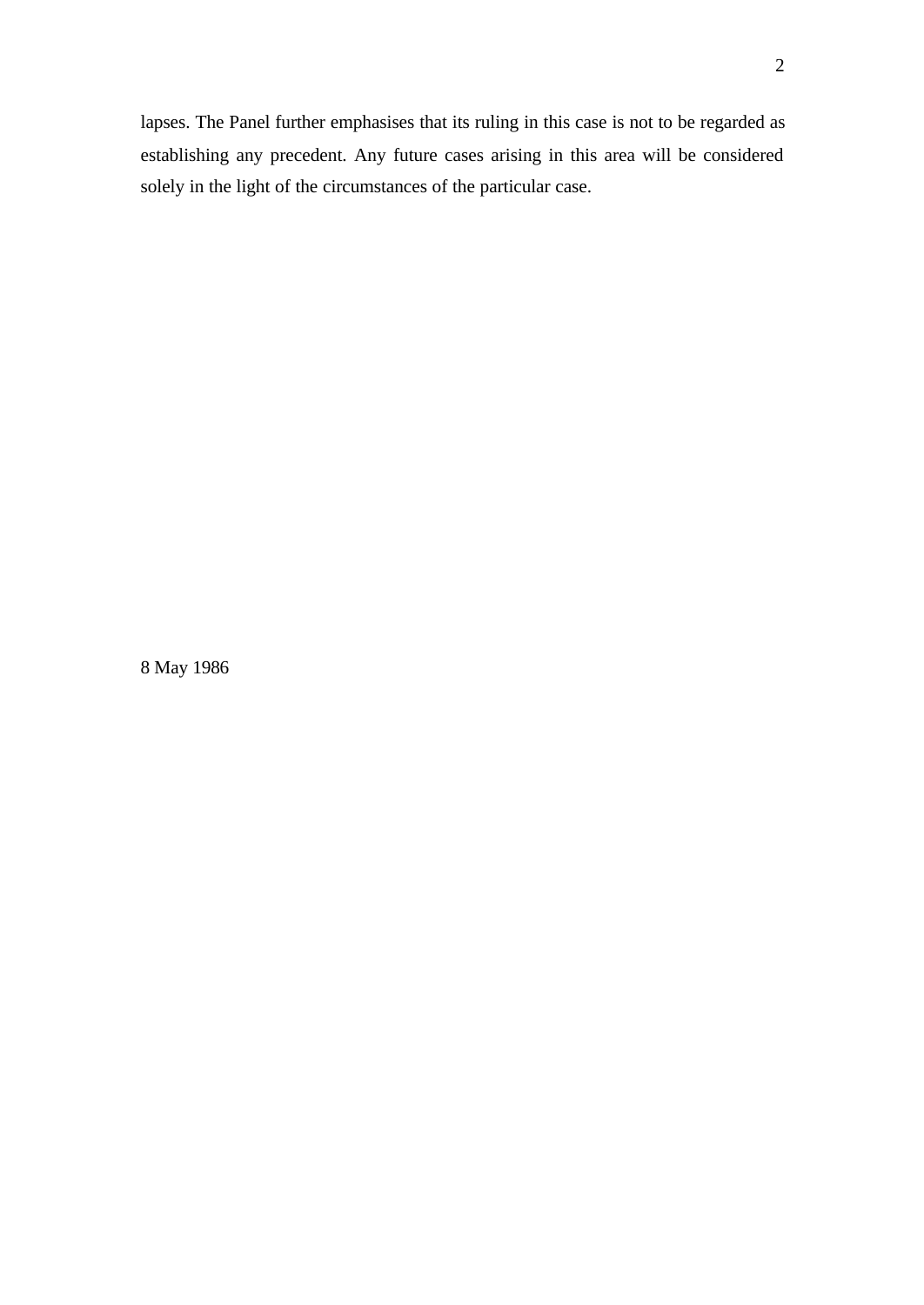lapses. The Panel further emphasises that its ruling in this case is not to be regarded as establishing any precedent. Any future cases arising in this area will be considered solely in the light of the circumstances of the particular case.

8 May 1986